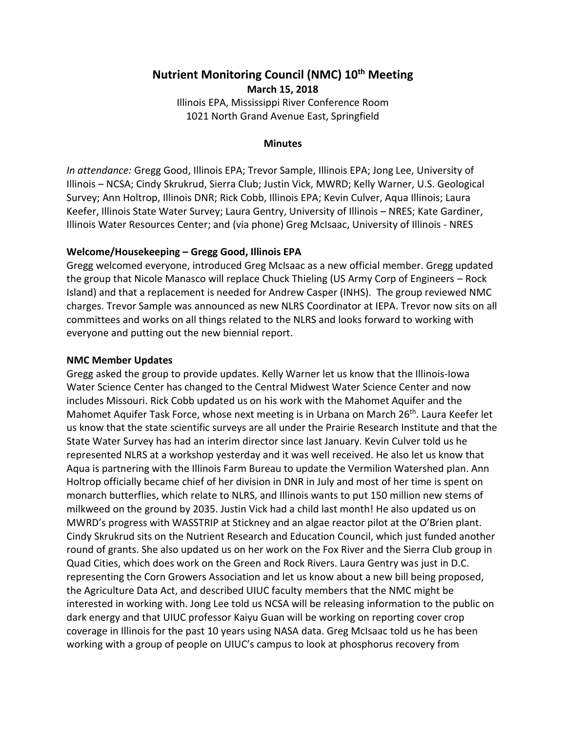# Nutrient Monitoring Council (NMC) 10th Meeting

**March 15, 2018**

Illinois EPA, Mississippi River Conference Room
1021 North Grand Avenue East, Springfield

**Minutes**

*In attendance:* Gregg Good, Illinois EPA; Trevor Sample, Illinois EPA; Jong Lee, University of Illinois – NCSA; Cindy Skrukrud, Sierra Club; Justin Vick, MWRD; Kelly Warner, U.S. Geological Survey; Ann Holtrop, Illinois DNR; Rick Cobb, Illinois EPA; Kevin Culver, Aqua Illinois; Laura Keefer, Illinois State Water Survey; Laura Gentry, University of Illinois – NRES; Kate Gardiner, Illinois Water Resources Center; and (via phone) Greg McIsaac, University of Illinois - NRES

## Welcome/Housekeeping – Gregg Good, Illinois EPA

Gregg welcomed everyone, introduced Greg McIsaac as a new official member. Gregg updated the group that Nicole Manasco will replace Chuck Thieling (US Army Corp of Engineers – Rock Island) and that a replacement is needed for Andrew Casper (INHS). The group reviewed NMC charges. Trevor Sample was announced as new NLRS Coordinator at IEPA. Trevor now sits on all committees and works on all things related to the NLRS and looks forward to working with everyone and putting out the new biennial report.

## NMC Member Updates

Gregg asked the group to provide updates. Kelly Warner let us know that the Illinois-Iowa Water Science Center has changed to the Central Midwest Water Science Center and now includes Missouri. Rick Cobb updated us on his work with the Mahomet Aquifer and the Mahomet Aquifer Task Force, whose next meeting is in Urbana on March 26th. Laura Keefer let us know that the state scientific surveys are all under the Prairie Research Institute and that the State Water Survey has had an interim director since last January. Kevin Culver told us he represented NLRS at a workshop yesterday and it was well received. He also let us know that Aqua is partnering with the Illinois Farm Bureau to update the Vermilion Watershed plan. Ann Holtrop officially became chief of her division in DNR in July and most of her time is spent on monarch butterflies, which relate to NLRS, and Illinois wants to put 150 million new stems of milkweed on the ground by 2035. Justin Vick had a child last month! He also updated us on MWRD's progress with WASSTRIP at Stickney and an algae reactor pilot at the O'Brien plant. Cindy Skrukrud sits on the Nutrient Research and Education Council, which just funded another round of grants. She also updated us on her work on the Fox River and the Sierra Club group in Quad Cities, which does work on the Green and Rock Rivers. Laura Gentry was just in D.C. representing the Corn Growers Association and let us know about a new bill being proposed, the Agriculture Data Act, and described UIUC faculty members that the NMC might be interested in working with. Jong Lee told us NCSA will be releasing information to the public on dark energy and that UIUC professor Kaiyu Guan will be working on reporting cover crop coverage in Illinois for the past 10 years using NASA data. Greg McIsaac told us he has been working with a group of people on UIUC's campus to look at phosphorus recovery from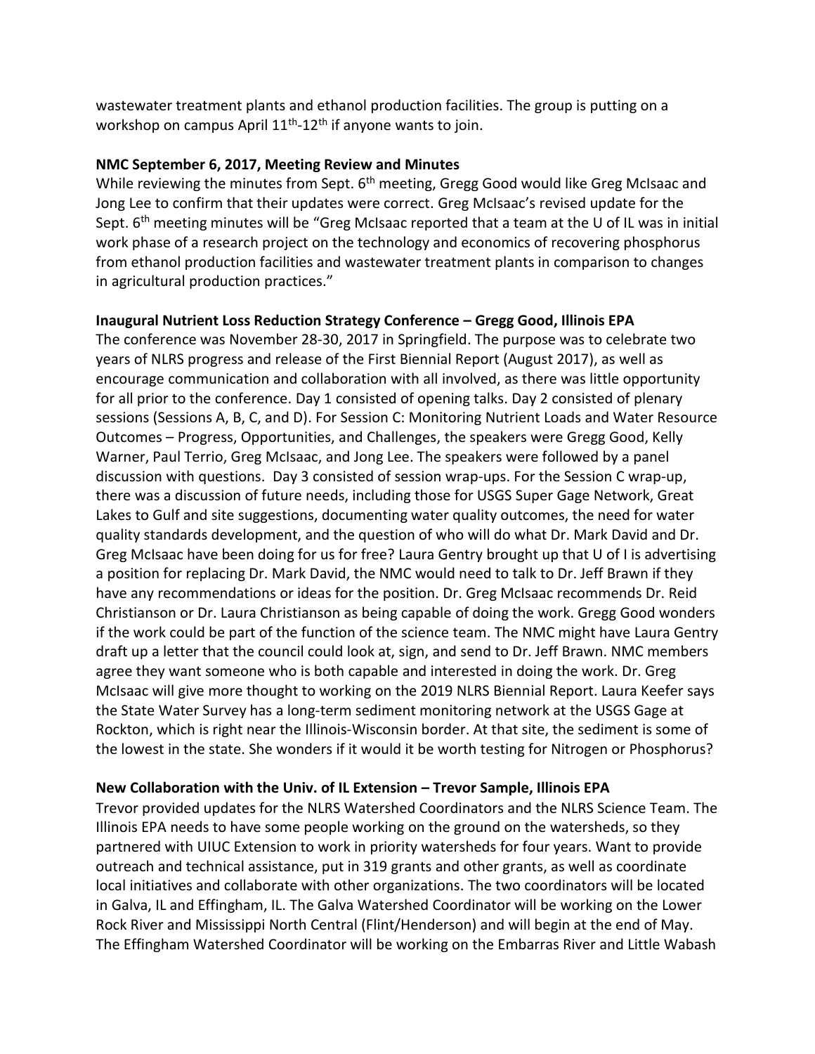wastewater treatment plants and ethanol production facilities. The group is putting on a workshop on campus April 11th-12th if anyone wants to join.

**NMC September 6, 2017, Meeting Review and Minutes**

While reviewing the minutes from Sept. 6th meeting, Gregg Good would like Greg McIsaac and Jong Lee to confirm that their updates were correct. Greg McIsaac's revised update for the Sept. 6th meeting minutes will be "Greg McIsaac reported that a team at the U of IL was in initial work phase of a research project on the technology and economics of recovering phosphorus from ethanol production facilities and wastewater treatment plants in comparison to changes in agricultural production practices."

**Inaugural Nutrient Loss Reduction Strategy Conference – Gregg Good, Illinois EPA**

The conference was November 28-30, 2017 in Springfield. The purpose was to celebrate two years of NLRS progress and release of the First Biennial Report (August 2017), as well as encourage communication and collaboration with all involved, as there was little opportunity for all prior to the conference. Day 1 consisted of opening talks. Day 2 consisted of plenary sessions (Sessions A, B, C, and D). For Session C: Monitoring Nutrient Loads and Water Resource Outcomes – Progress, Opportunities, and Challenges, the speakers were Gregg Good, Kelly Warner, Paul Terrio, Greg McIsaac, and Jong Lee. The speakers were followed by a panel discussion with questions. Day 3 consisted of session wrap-ups. For the Session C wrap-up, there was a discussion of future needs, including those for USGS Super Gage Network, Great Lakes to Gulf and site suggestions, documenting water quality outcomes, the need for water quality standards development, and the question of who will do what Dr. Mark David and Dr. Greg McIsaac have been doing for us for free? Laura Gentry brought up that U of I is advertising a position for replacing Dr. Mark David, the NMC would need to talk to Dr. Jeff Brawn if they have any recommendations or ideas for the position. Dr. Greg McIsaac recommends Dr. Reid Christianson or Dr. Laura Christianson as being capable of doing the work. Gregg Good wonders if the work could be part of the function of the science team. The NMC might have Laura Gentry draft up a letter that the council could look at, sign, and send to Dr. Jeff Brawn. NMC members agree they want someone who is both capable and interested in doing the work. Dr. Greg McIsaac will give more thought to working on the 2019 NLRS Biennial Report. Laura Keefer says the State Water Survey has a long-term sediment monitoring network at the USGS Gage at Rockton, which is right near the Illinois-Wisconsin border. At that site, the sediment is some of the lowest in the state. She wonders if it would it be worth testing for Nitrogen or Phosphorus?

**New Collaboration with the Univ. of IL Extension – Trevor Sample, Illinois EPA**

Trevor provided updates for the NLRS Watershed Coordinators and the NLRS Science Team. The Illinois EPA needs to have some people working on the ground on the watersheds, so they partnered with UIUC Extension to work in priority watersheds for four years. Want to provide outreach and technical assistance, put in 319 grants and other grants, as well as coordinate local initiatives and collaborate with other organizations. The two coordinators will be located in Galva, IL and Effingham, IL. The Galva Watershed Coordinator will be working on the Lower Rock River and Mississippi North Central (Flint/Henderson) and will begin at the end of May. The Effingham Watershed Coordinator will be working on the Embarras River and Little Wabash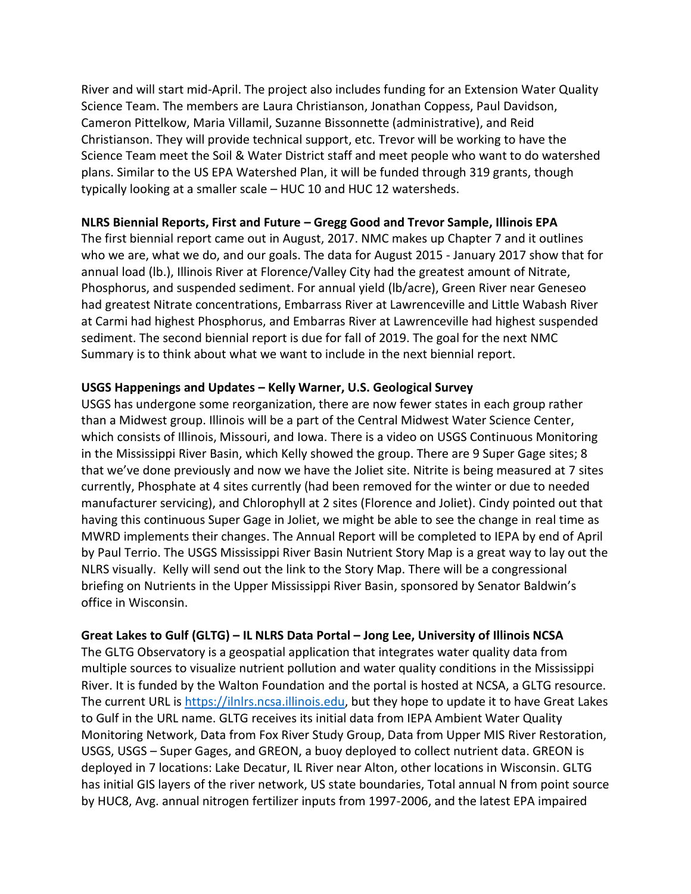River and will start mid-April. The project also includes funding for an Extension Water Quality Science Team. The members are Laura Christianson, Jonathan Coppess, Paul Davidson, Cameron Pittelkow, Maria Villamil, Suzanne Bissonnette (administrative), and Reid Christianson. They will provide technical support, etc. Trevor will be working to have the Science Team meet the Soil & Water District staff and meet people who want to do watershed plans. Similar to the US EPA Watershed Plan, it will be funded through 319 grants, though typically looking at a smaller scale – HUC 10 and HUC 12 watersheds.

**NLRS Biennial Reports, First and Future – Gregg Good and Trevor Sample, Illinois EPA**

The first biennial report came out in August, 2017. NMC makes up Chapter 7 and it outlines who we are, what we do, and our goals. The data for August 2015 - January 2017 show that for annual load (lb.), Illinois River at Florence/Valley City had the greatest amount of Nitrate, Phosphorus, and suspended sediment. For annual yield (lb/acre), Green River near Geneseo had greatest Nitrate concentrations, Embarrass River at Lawrenceville and Little Wabash River at Carmi had highest Phosphorus, and Embarras River at Lawrenceville had highest suspended sediment. The second biennial report is due for fall of 2019. The goal for the next NMC Summary is to think about what we want to include in the next biennial report.

**USGS Happenings and Updates – Kelly Warner, U.S. Geological Survey**

USGS has undergone some reorganization, there are now fewer states in each group rather than a Midwest group. Illinois will be a part of the Central Midwest Water Science Center, which consists of Illinois, Missouri, and Iowa. There is a video on USGS Continuous Monitoring in the Mississippi River Basin, which Kelly showed the group. There are 9 Super Gage sites; 8 that we've done previously and now we have the Joliet site. Nitrite is being measured at 7 sites currently, Phosphate at 4 sites currently (had been removed for the winter or due to needed manufacturer servicing), and Chlorophyll at 2 sites (Florence and Joliet). Cindy pointed out that having this continuous Super Gage in Joliet, we might be able to see the change in real time as MWRD implements their changes. The Annual Report will be completed to IEPA by end of April by Paul Terrio. The USGS Mississippi River Basin Nutrient Story Map is a great way to lay out the NLRS visually. Kelly will send out the link to the Story Map. There will be a congressional briefing on Nutrients in the Upper Mississippi River Basin, sponsored by Senator Baldwin's office in Wisconsin.

**Great Lakes to Gulf (GLTG) – IL NLRS Data Portal – Jong Lee, University of Illinois NCSA**

The GLTG Observatory is a geospatial application that integrates water quality data from multiple sources to visualize nutrient pollution and water quality conditions in the Mississippi River. It is funded by the Walton Foundation and the portal is hosted at NCSA, a GLTG resource. The current URL is [https://ilnlrs.ncsa.illinois.edu](https://ilnlrs.ncsa.illinois.edu), but they hope to update it to have Great Lakes to Gulf in the URL name. GLTG receives its initial data from IEPA Ambient Water Quality Monitoring Network, Data from Fox River Study Group, Data from Upper MIS River Restoration, USGS, USGS – Super Gages, and GREON, a buoy deployed to collect nutrient data. GREON is deployed in 7 locations: Lake Decatur, IL River near Alton, other locations in Wisconsin. GLTG has initial GIS layers of the river network, US state boundaries, Total annual N from point source by HUC8, Avg. annual nitrogen fertilizer inputs from 1997-2006, and the latest EPA impaired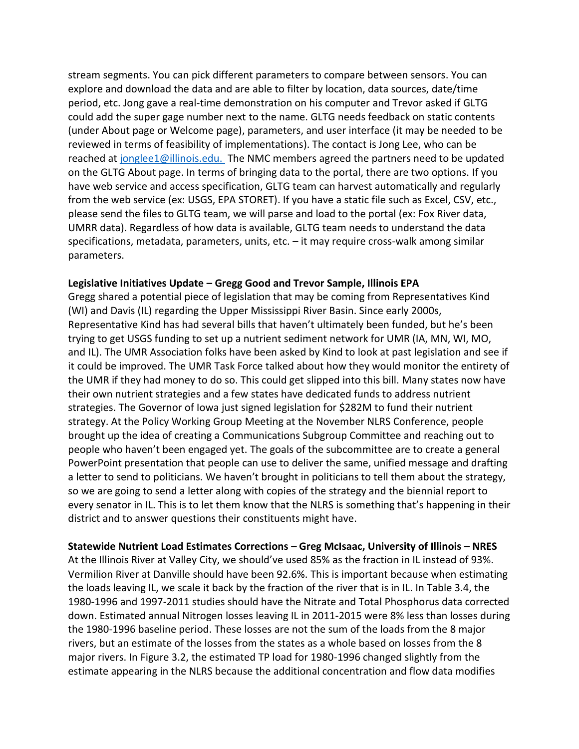stream segments. You can pick different parameters to compare between sensors. You can explore and download the data and are able to filter by location, data sources, date/time period, etc. Jong gave a real-time demonstration on his computer and Trevor asked if GLTG could add the super gage number next to the name. GLTG needs feedback on static contents (under About page or Welcome page), parameters, and user interface (it may be needed to be reviewed in terms of feasibility of implementations). The contact is Jong Lee, who can be reached at [jonglee1@illinois.edu.](mailto:jonglee1@illinois.edu) The NMC members agreed the partners need to be updated on the GLTG About page. In terms of bringing data to the portal, there are two options. If you have web service and access specification, GLTG team can harvest automatically and regularly from the web service (ex: USGS, EPA STORET). If you have a static file such as Excel, CSV, etc., please send the files to GLTG team, we will parse and load to the portal (ex: Fox River data, UMRR data). Regardless of how data is available, GLTG team needs to understand the data specifications, metadata, parameters, units, etc. – it may require cross-walk among similar parameters.

**Legislative Initiatives Update – Gregg Good and Trevor Sample, Illinois EPA**

Gregg shared a potential piece of legislation that may be coming from Representatives Kind (WI) and Davis (IL) regarding the Upper Mississippi River Basin. Since early 2000s, Representative Kind has had several bills that haven't ultimately been funded, but he's been trying to get USGS funding to set up a nutrient sediment network for UMR (IA, MN, WI, MO, and IL). The UMR Association folks have been asked by Kind to look at past legislation and see if it could be improved. The UMR Task Force talked about how they would monitor the entirety of the UMR if they had money to do so. This could get slipped into this bill. Many states now have their own nutrient strategies and a few states have dedicated funds to address nutrient strategies. The Governor of Iowa just signed legislation for \$282M to fund their nutrient strategy. At the Policy Working Group Meeting at the November NLRS Conference, people brought up the idea of creating a Communications Subgroup Committee and reaching out to people who haven't been engaged yet. The goals of the subcommittee are to create a general PowerPoint presentation that people can use to deliver the same, unified message and drafting a letter to send to politicians. We haven't brought in politicians to tell them about the strategy, so we are going to send a letter along with copies of the strategy and the biennial report to every senator in IL. This is to let them know that the NLRS is something that's happening in their district and to answer questions their constituents might have.

**Statewide Nutrient Load Estimates Corrections – Greg McIsaac, University of Illinois – NRES**

At the Illinois River at Valley City, we should've used 85% as the fraction in IL instead of 93%. Vermilion River at Danville should have been 92.6%. This is important because when estimating the loads leaving IL, we scale it back by the fraction of the river that is in IL. In Table 3.4, the 1980-1996 and 1997-2011 studies should have the Nitrate and Total Phosphorus data corrected down. Estimated annual Nitrogen losses leaving IL in 2011-2015 were 8% less than losses during the 1980-1996 baseline period. These losses are not the sum of the loads from the 8 major rivers, but an estimate of the losses from the states as a whole based on losses from the 8 major rivers. In Figure 3.2, the estimated TP load for 1980-1996 changed slightly from the estimate appearing in the NLRS because the additional concentration and flow data modifies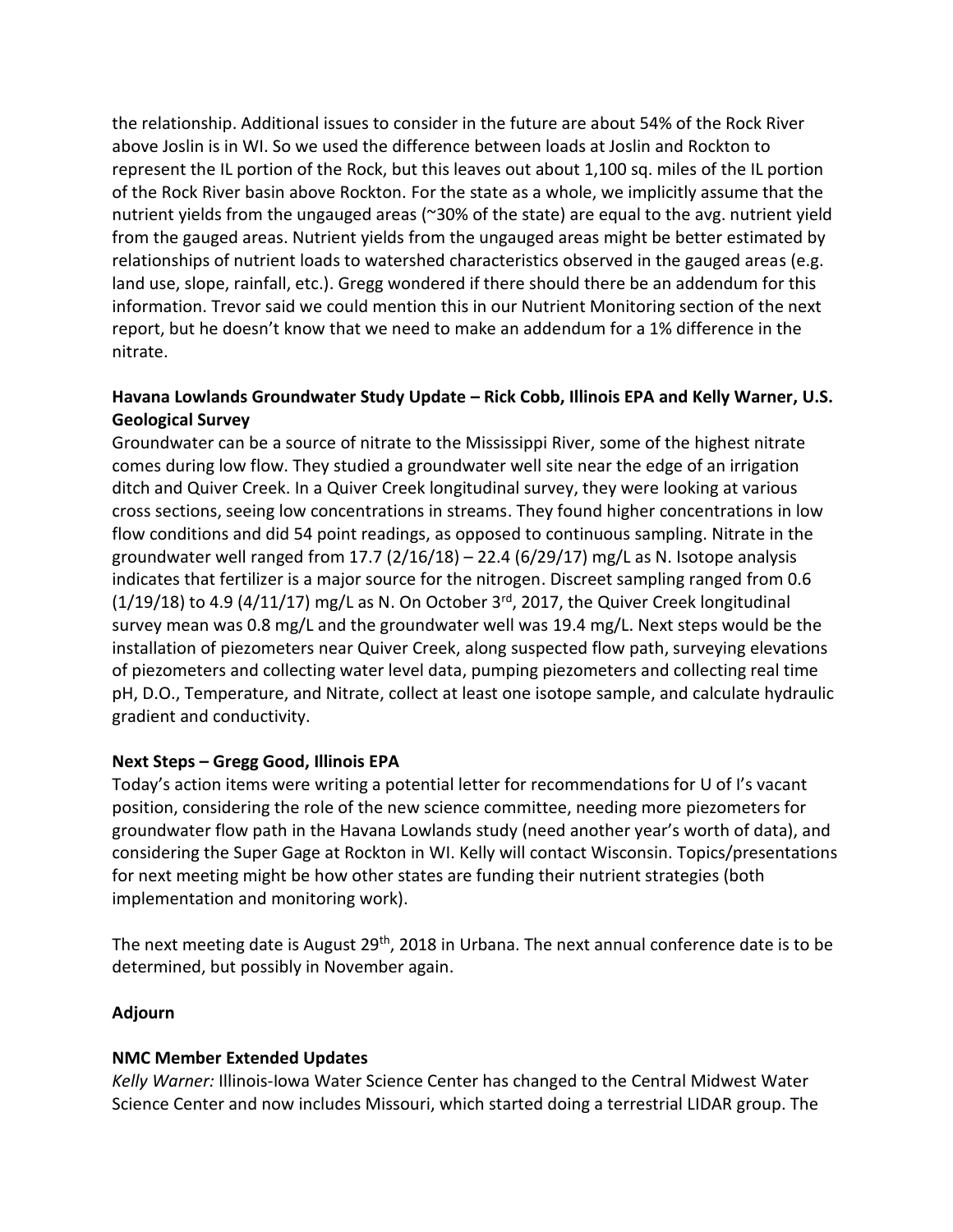the relationship. Additional issues to consider in the future are about 54% of the Rock River above Joslin is in WI. So we used the difference between loads at Joslin and Rockton to represent the IL portion of the Rock, but this leaves out about 1,100 sq. miles of the IL portion of the Rock River basin above Rockton. For the state as a whole, we implicitly assume that the nutrient yields from the ungauged areas (~30% of the state) are equal to the avg. nutrient yield from the gauged areas. Nutrient yields from the ungauged areas might be better estimated by relationships of nutrient loads to watershed characteristics observed in the gauged areas (e.g. land use, slope, rainfall, etc.). Gregg wondered if there should there be an addendum for this information. Trevor said we could mention this in our Nutrient Monitoring section of the next report, but he doesn't know that we need to make an addendum for a 1% difference in the nitrate.

**Havana Lowlands Groundwater Study Update – Rick Cobb, Illinois EPA and Kelly Warner, U.S. Geological Survey**

Groundwater can be a source of nitrate to the Mississippi River, some of the highest nitrate comes during low flow. They studied a groundwater well site near the edge of an irrigation ditch and Quiver Creek. In a Quiver Creek longitudinal survey, they were looking at various cross sections, seeing low concentrations in streams. They found higher concentrations in low flow conditions and did 54 point readings, as opposed to continuous sampling. Nitrate in the groundwater well ranged from 17.7 (2/16/18) – 22.4 (6/29/17) mg/L as N. Isotope analysis indicates that fertilizer is a major source for the nitrogen. Discreet sampling ranged from 0.6 (1/19/18) to 4.9 (4/11/17) mg/L as N. On October 3rd, 2017, the Quiver Creek longitudinal survey mean was 0.8 mg/L and the groundwater well was 19.4 mg/L. Next steps would be the installation of piezometers near Quiver Creek, along suspected flow path, surveying elevations of piezometers and collecting water level data, pumping piezometers and collecting real time pH, D.O., Temperature, and Nitrate, collect at least one isotope sample, and calculate hydraulic gradient and conductivity.

**Next Steps – Gregg Good, Illinois EPA**

Today's action items were writing a potential letter for recommendations for U of I's vacant position, considering the role of the new science committee, needing more piezometers for groundwater flow path in the Havana Lowlands study (need another year's worth of data), and considering the Super Gage at Rockton in WI. Kelly will contact Wisconsin. Topics/presentations for next meeting might be how other states are funding their nutrient strategies (both implementation and monitoring work).

The next meeting date is August 29th, 2018 in Urbana. The next annual conference date is to be determined, but possibly in November again.

**Adjourn**

**NMC Member Extended Updates**

*Kelly Warner:* Illinois-Iowa Water Science Center has changed to the Central Midwest Water Science Center and now includes Missouri, which started doing a terrestrial LIDAR group. The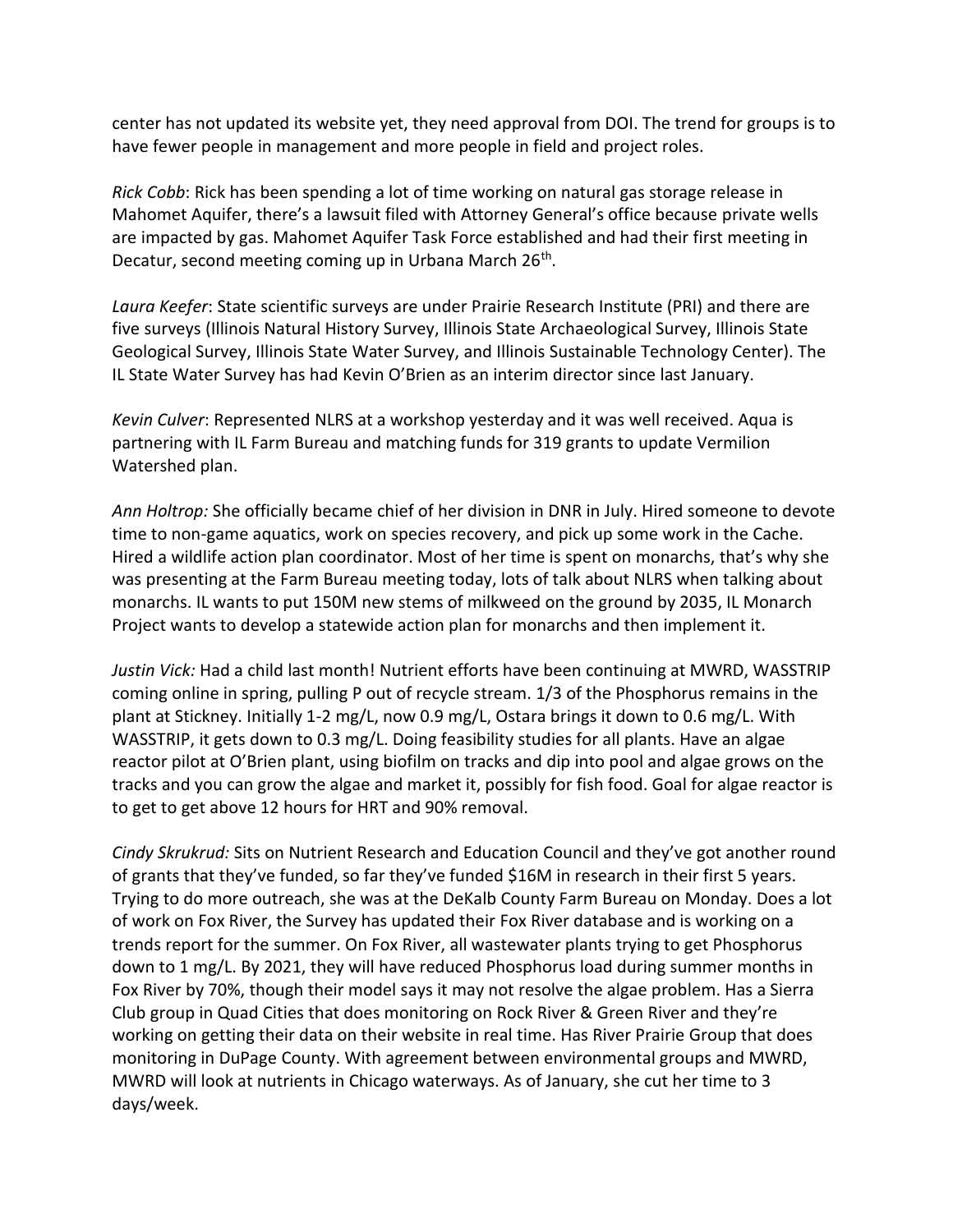center has not updated its website yet, they need approval from DOI. The trend for groups is to have fewer people in management and more people in field and project roles.

*Rick Cobb*: Rick has been spending a lot of time working on natural gas storage release in Mahomet Aquifer, there's a lawsuit filed with Attorney General's office because private wells are impacted by gas. Mahomet Aquifer Task Force established and had their first meeting in Decatur, second meeting coming up in Urbana March 26th.

*Laura Keefer*: State scientific surveys are under Prairie Research Institute (PRI) and there are five surveys (Illinois Natural History Survey, Illinois State Archaeological Survey, Illinois State Geological Survey, Illinois State Water Survey, and Illinois Sustainable Technology Center). The IL State Water Survey has had Kevin O'Brien as an interim director since last January.

*Kevin Culver*: Represented NLRS at a workshop yesterday and it was well received. Aqua is partnering with IL Farm Bureau and matching funds for 319 grants to update Vermilion Watershed plan.

*Ann Holtrop:* She officially became chief of her division in DNR in July. Hired someone to devote time to non-game aquatics, work on species recovery, and pick up some work in the Cache. Hired a wildlife action plan coordinator. Most of her time is spent on monarchs, that's why she was presenting at the Farm Bureau meeting today, lots of talk about NLRS when talking about monarchs. IL wants to put 150M new stems of milkweed on the ground by 2035, IL Monarch Project wants to develop a statewide action plan for monarchs and then implement it.

*Justin Vick:* Had a child last month! Nutrient efforts have been continuing at MWRD, WASSTRIP coming online in spring, pulling P out of recycle stream. 1/3 of the Phosphorus remains in the plant at Stickney. Initially 1-2 mg/L, now 0.9 mg/L, Ostara brings it down to 0.6 mg/L. With WASSTRIP, it gets down to 0.3 mg/L. Doing feasibility studies for all plants. Have an algae reactor pilot at O'Brien plant, using biofilm on tracks and dip into pool and algae grows on the tracks and you can grow the algae and market it, possibly for fish food. Goal for algae reactor is to get to get above 12 hours for HRT and 90% removal.

*Cindy Skrukrud:* Sits on Nutrient Research and Education Council and they've got another round of grants that they've funded, so far they've funded $16M in research in their first 5 years. Trying to do more outreach, she was at the DeKalb County Farm Bureau on Monday. Does a lot of work on Fox River, the Survey has updated their Fox River database and is working on a trends report for the summer. On Fox River, all wastewater plants trying to get Phosphorus down to 1 mg/L. By 2021, they will have reduced Phosphorus load during summer months in Fox River by 70%, though their model says it may not resolve the algae problem. Has a Sierra Club group in Quad Cities that does monitoring on Rock River & Green River and they're working on getting their data on their website in real time. Has River Prairie Group that does monitoring in DuPage County. With agreement between environmental groups and MWRD, MWRD will look at nutrients in Chicago waterways. As of January, she cut her time to 3 days/week.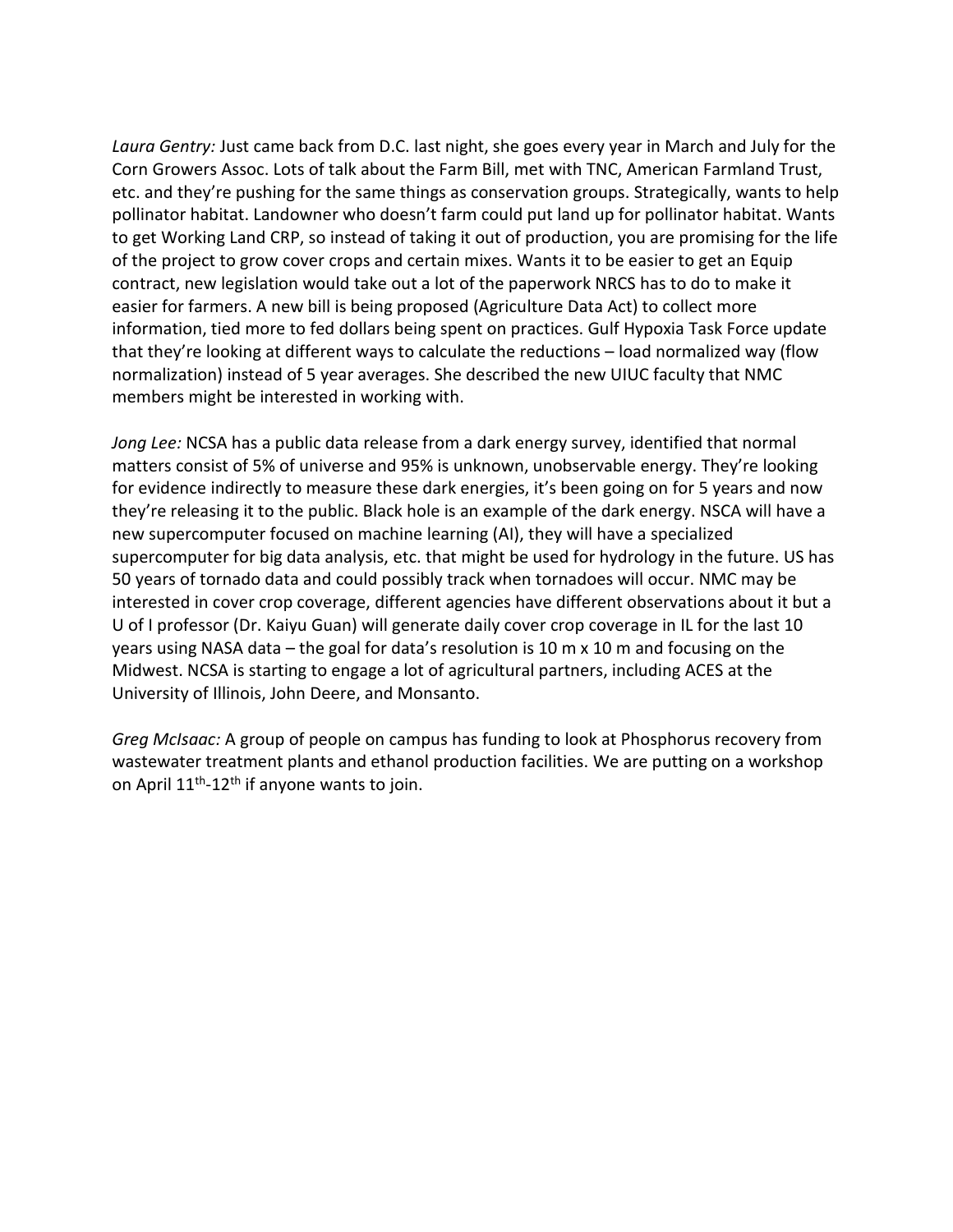*Laura Gentry:* Just came back from D.C. last night, she goes every year in March and July for the Corn Growers Assoc. Lots of talk about the Farm Bill, met with TNC, American Farmland Trust, etc. and they're pushing for the same things as conservation groups. Strategically, wants to help pollinator habitat. Landowner who doesn't farm could put land up for pollinator habitat. Wants to get Working Land CRP, so instead of taking it out of production, you are promising for the life of the project to grow cover crops and certain mixes. Wants it to be easier to get an Equip contract, new legislation would take out a lot of the paperwork NRCS has to do to make it easier for farmers. A new bill is being proposed (Agriculture Data Act) to collect more information, tied more to fed dollars being spent on practices. Gulf Hypoxia Task Force update that they're looking at different ways to calculate the reductions – load normalized way (flow normalization) instead of 5 year averages. She described the new UIUC faculty that NMC members might be interested in working with.

*Jong Lee:* NCSA has a public data release from a dark energy survey, identified that normal matters consist of 5% of universe and 95% is unknown, unobservable energy. They're looking for evidence indirectly to measure these dark energies, it's been going on for 5 years and now they're releasing it to the public. Black hole is an example of the dark energy. NSCA will have a new supercomputer focused on machine learning (AI), they will have a specialized supercomputer for big data analysis, etc. that might be used for hydrology in the future. US has 50 years of tornado data and could possibly track when tornadoes will occur. NMC may be interested in cover crop coverage, different agencies have different observations about it but a U of I professor (Dr. Kaiyu Guan) will generate daily cover crop coverage in IL for the last 10 years using NASA data – the goal for data's resolution is 10 m x 10 m and focusing on the Midwest. NCSA is starting to engage a lot of agricultural partners, including ACES at the University of Illinois, John Deere, and Monsanto.

*Greg McIsaac:* A group of people on campus has funding to look at Phosphorus recovery from wastewater treatment plants and ethanol production facilities. We are putting on a workshop on April 11th-12th if anyone wants to join.